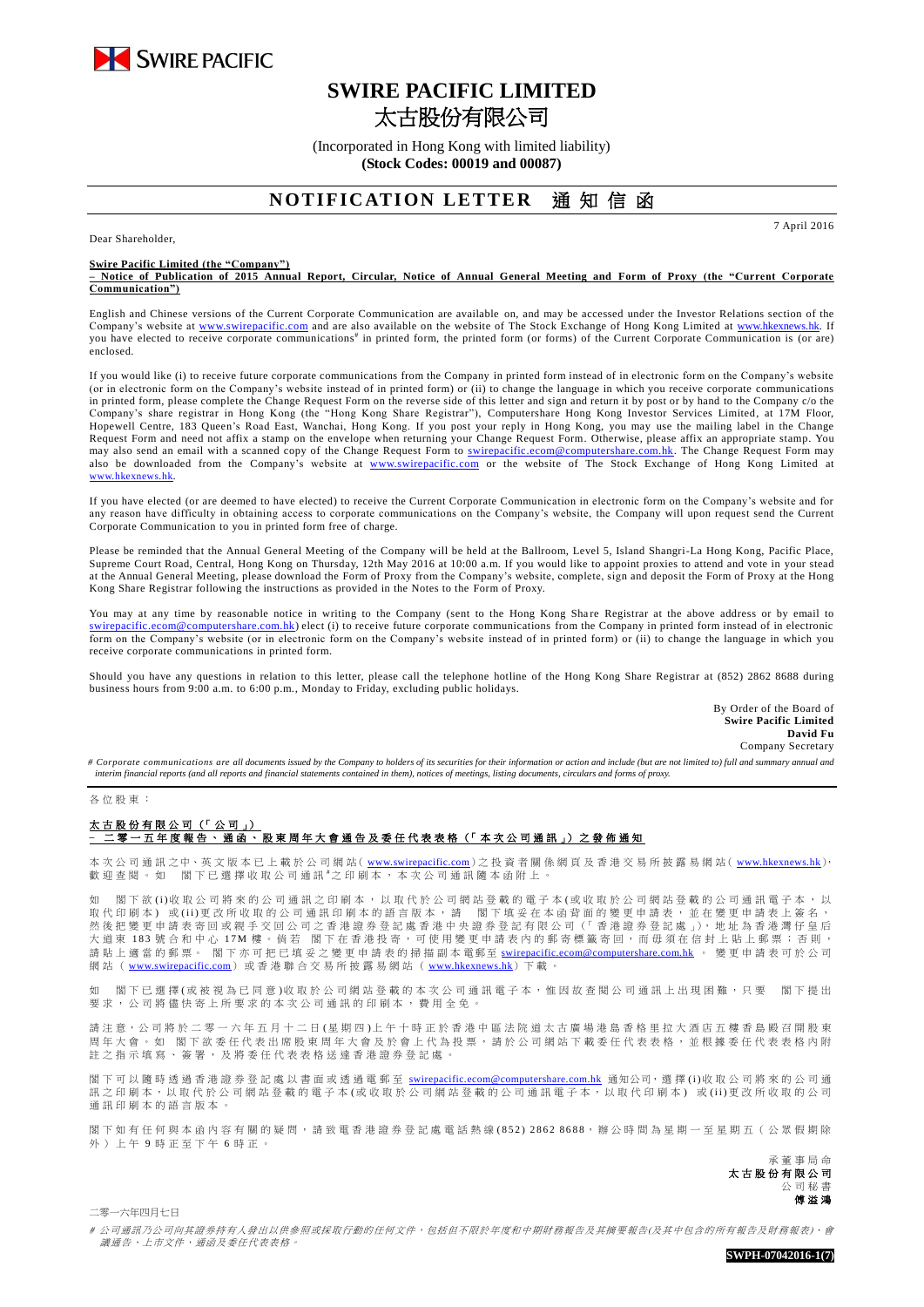SWIRE PACIFIC

# SWIRE PACIFIC LIMITED
# 太古股份有限公司

(Incorporated in Hong Kong with limited liability)
**(Stock Codes: 00019 and 00087)**

## NOTIFICATION LETTER 通知信函

Dear Shareholder,

7 April 2016

**Swire Pacific Limited (the "Company")**
**– Notice of Publication of 2015 Annual Report, Circular, Notice of Annual General Meeting and Form of Proxy (the "Current Corporate Communication")**

English and Chinese versions of the Current Corporate Communication are available on, and may be accessed under the Investor Relations section of the Company's website at www.swirepacific.com and are also available on the website of The Stock Exchange of Hong Kong Limited at www.hkexnews.hk. If you have elected to receive corporate communications# in printed form, the printed form (or forms) of the Current Corporate Communication is (or are) enclosed.

If you would like (i) to receive future corporate communications from the Company in printed form instead of in electronic form on the Company's website (or in electronic form on the Company's website instead of in printed form) or (ii) to change the language in which you receive corporate communications in printed form, please complete the Change Request Form on the reverse side of this letter and sign and return it by post or by hand to the Company c/o the Company's share registrar in Hong Kong (the "Hong Kong Share Registrar"), Computershare Hong Kong Investor Services Limited, at 17M Floor, Hopewell Centre, 183 Queen's Road East, Wanchai, Hong Kong. If you post your reply in Hong Kong, you may use the mailing label in the Change Request Form and need not affix a stamp on the envelope when returning your Change Request Form. Otherwise, please affix an appropriate stamp. You may also send an email with a scanned copy of the Change Request Form to swirepacific.ecom@computershare.com.hk. The Change Request Form may also be downloaded from the Company's website at www.swirepacific.com or the website of The Stock Exchange of Hong Kong Limited at www.hkexnews.hk.

If you have elected (or are deemed to have elected) to receive the Current Corporate Communication in electronic form on the Company's website and for any reason have difficulty in obtaining access to corporate communications on the Company's website, the Company will upon request send the Current Corporate Communication to you in printed form free of charge.

Please be reminded that the Annual General Meeting of the Company will be held at the Ballroom, Level 5, Island Shangri-La Hong Kong, Pacific Place, Supreme Court Road, Central, Hong Kong on Thursday, 12th May 2016 at 10:00 a.m. If you would like to appoint proxies to attend and vote in your stead at the Annual General Meeting, please download the Form of Proxy from the Company's website, complete, sign and deposit the Form of Proxy at the Hong Kong Share Registrar following the instructions as provided in the Notes to the Form of Proxy.

You may at any time by reasonable notice in writing to the Company (sent to the Hong Kong Share Registrar at the above address or by email to swirepacific.ecom@computershare.com.hk) elect (i) to receive future corporate communications from the Company in printed form instead of in electronic form on the Company's website (or in electronic form on the Company's website instead of in printed form) or (ii) to change the language in which you receive corporate communications in printed form.

Should you have any questions in relation to this letter, please call the telephone hotline of the Hong Kong Share Registrar at (852) 2862 8688 during business hours from 9:00 a.m. to 6:00 p.m., Monday to Friday, excluding public holidays.

By Order of the Board of
**Swire Pacific Limited**
**David Fu**
Company Secretary

*# Corporate communications are all documents issued by the Company to holders of its securities for their information or action and include (but are not limited to) full and summary annual and interim financial reports (and all reports and financial statements contained in them), notices of meetings, listing documents, circulars and forms of proxy.*

---

各位股東：

**太古股份有限公司（「公司」）**
**– 二零一五年度報告、通函、股東周年大會通告及委任代表表格（「本次公司通訊」）之發佈通知**

本次公司通訊之中、英文版本已上載於公司網站(www.swirepacific.com)之投資者關係網頁及香港交易所披露易網站(www.hkexnews.hk)，歡迎查閱。如 閣下已選擇收取公司通訊#之印刷本，本次公司通訊隨本函附上。

如 閣下欲(i)收取公司將來的公司通訊之印刷本，以取代於公司網站登載的電子本(或收取於公司網站登載的公司通訊電子本，以取代印刷本) 或(ii)更改所收取的公司通訊印刷本的語言版本，請 閣下填妥在本函背面的變更申請表，並在變更申請表上簽名，然後把變更申請表寄回或親手交回公司之香港證券登記處香港中央證券登記有限公司（「香港證券登記處」)，地址為香港灣仔皇后大道東183號合和中心17M樓。倘若 閣下在香港投寄，可使用變更申請表內的郵寄標籤寄回，而毋須在信封上貼上郵票；否則，請貼上適當的郵票。 閣下亦可把已填妥之變更申請表的掃描副本電郵至 swirepacific.ecom@computershare.com.hk 。變更申請表可於公司網站（www.swirepacific.com）或香港聯合交易所披露易網站（www.hkexnews.hk）下載。

如 閣下已選擇(或被視為已同意)收取於公司網站登載的本次公司通訊電子本，惟因故查閱公司通訊上出現困難，只要 閣下提出要求，公司將儘快寄上所要求的本次公司通訊的印刷本，費用全免。

請注意，公司將於二零一六年五月十二日(星期四)上午十時正於香港中區法院道太古廣場港島香格里拉大酒店五樓香島殿召開股東周年大會。如 閣下欲委任代表出席股東周年大會及於會上代為投票，請於公司網站下載委任代表表格，並根據委任代表表格內附註之指示填寫、簽署，及將委任代表表格送達香港證券登記處。

閣下可以隨時透過香港證券登記處以書面或透過電郵至 swirepacific.ecom@computershare.com.hk 通知公司，選擇(i)收取公司將來的公司通訊之印刷本，以取代於公司網站登載的電子本(或收取於公司網站登載的公司通訊電子本，以取代印刷本) 或(ii)更改所收取的公司通訊印刷本的語言版本。

閣下如有任何與本函內容有關的疑問，請致電香港證券登記處電話熱線(852) 2862 8688，辦公時間為星期一至星期五（公眾假期除外）上午9時正至下午6時正。

承董事局命
**太古股份有限公司**
公司秘書
**傅溢鴻**

二零一六年四月七日

*# 公司通訊乃公司向其證券持有人發出以供參照或採取行動的任何文件，包括但不限於年度和中期財務報告及其摘要報告(及其中包含的所有報告及財務報表)、會議通告、上市文件、通函及委任代表表格。*

**SWPH-07042016-1(7)**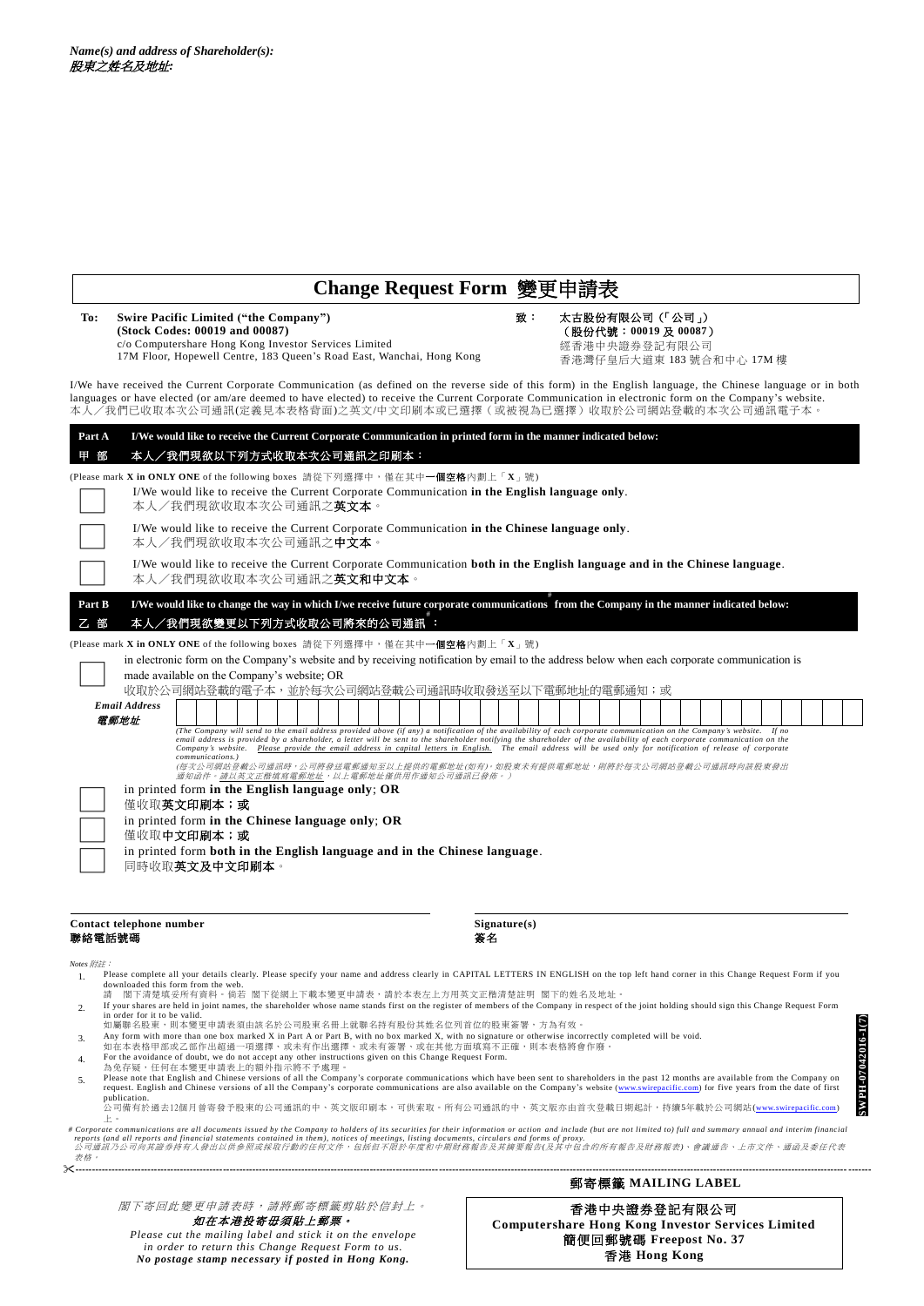*Name(s) and address of Shareholder(s):*
*股東之姓名及地址:*

# Change Request Form 變更申請表

**To:** **Swire Pacific Limited ("the Company")**
**(Stock Codes: 00019 and 00087)**
c/o Computershare Hong Kong Investor Services Limited
17M Floor, Hopewell Centre, 183 Queen's Road East, Wanchai, Hong Kong

**致：** **太古股份有限公司（「公司」）**
**（股份代號：00019 及 00087）**
經香港中央證券登記有限公司
香港灣仔皇后大道東 183 號合和中心 17M 樓

I/We have received the Current Corporate Communication (as defined on the reverse side of this form) in the English language, the Chinese language or in both languages or have elected (or am/are deemed to have elected) to receive the Current Corporate Communication in electronic form on the Company's website.
本人／我們已收取本次公司通訊(定義見本表格背面)之英文/中文印刷本或已選擇（或被視為已選擇）收取於公司網站登載的本次公司通訊電子本。

## Part A 甲 部 I/We would like to receive the Current Corporate Communication in printed form in the manner indicated below: 本人／我們現欲以下列方式收取本次公司通訊之印刷本：

(Please mark **X in ONLY ONE** of the following boxes 請從下列選擇中，僅在其中**一個空格**內劃上「**X**」號)

☐ I/We would like to receive the Current Corporate Communication **in the English language only**.
本人／我們現欲收取本次公司通訊之**英文本**。

☐ I/We would like to receive the Current Corporate Communication **in the Chinese language only**.
本人／我們現欲收取本次公司通訊之**中文本**。

☐ I/We would like to receive the Current Corporate Communication **both in the English language and in the Chinese language**.
本人／我們現欲收取本次公司通訊之**英文和中文本**。

## Part B 乙 部 I/We would like to change the way in which I/we receive future corporate communications# from the Company in the manner indicated below: 本人／我們現欲變更以下列方式收取公司將來的公司通訊#：

(Please mark **X in ONLY ONE** of the following boxes 請從下列選擇中，僅在其中**一個空格**內劃上「**X**」號)

☐ in electronic form on the Company's website and by receiving notification by email to the address below when each corporate communication is made available on the Company's website; OR
於公司網站登載的電子本，並於每次公司網站登載公司通訊時收取發送至以下電郵地址的電郵通知；或

***Email Address***
***電郵地址*** ______________________________

*(The Company will send to the email address provided above (if any) a notification of the availability of each corporate communication on the Company's website. If no email address is provided by a shareholder, a letter will be sent to the shareholder notifying the shareholder of the availability of each corporate communication on the Company's website. Please provide the email address in capital letters in English. The email address will be used only for notification of release of corporate communications.)*
*(每次公司網站登載公司通訊時，公司將發送電郵通知至以上提供的電郵地址(如有)。如股東未有提供電郵地址，則將於每次公司網站登載公司通訊時向該股東發出通知函件。請以英文正楷填寫電郵地址，以上電郵地址僅供用作通知公司通訊已發佈。)*

☐ in printed form **in the English language only**; **OR**
僅收取**英文印刷本；或**

☐ in printed form **in the Chinese language only**; **OR**
僅收取**中文印刷本；或**

☐ in printed form **both in the English language and in the Chinese language**.
同時收取**英文及中文印刷本**。

**Contact telephone number**
**聯絡電話號碼** ______________________________

**Signature(s)**
**簽名** ______________________________

*Notes 附註：*

1. Please complete all your details clearly. Please specify your name and address clearly in CAPITAL LETTERS IN ENGLISH on the top left hand corner in this Change Request Form if you downloaded this form from the web.
請 閣下清楚填妥所有資料。倘若 閣下從網上下載本變更申請表，請於本表左上方用英文正楷清楚註明 閣下的姓名及地址。
2. If your shares are held in joint names, the shareholder whose name stands first on the register of members of the Company in respect of the joint holding should sign this Change Request Form in order for it to be valid.
如屬聯名股東，則本變更申請表須由該名於公司股東名冊上就聯名持有股份其姓名位列首位的股東簽署，方為有效。
3. Any form with more than one box marked X in Part A or Part B, with no box marked X, with no signature or otherwise incorrectly completed will be void.
如在本表格甲部或乙部作出超過一項選擇，或未有作出選擇，或未有簽署，或在其他方面填寫不正確，則本表格將會作廢。
4. For the avoidance of doubt, we do not accept any other instructions given on this Change Request Form.
為免存疑，任何在本變更申請表上的額外指示將不予處理。
5. Please note that English and Chinese versions of all the Company's corporate communications which have been sent to shareholders in the past 12 months are available from the Company on request. English and Chinese versions of all the Company's corporate communications are also available on the Company's website (www.swirepacific.com) for five years from the date of first publication.
公司備有於過去12個月曾寄發予股東的公司通訊的中、英文版印刷本，可供索取。所有公司通訊的中、英文版亦由首次登載日期起計，持續5年載於公司網站(www.swirepacific.com)上。

*# Corporate communications are all documents issued by the Company to holders of its securities for their information or action and include (but are not limited to) full and summary annual and interim financial reports (and all reports and financial statements contained in them), notices of meetings, listing documents, circulars and forms of proxy.*
*公司通訊乃公司向其證券持有人發出以供參照或採取行動的任何文件，包括但不限於年度和中期財務報告及其摘要報告(及其中包含的所有報告及財務報表)、會議通告、上市文件、通函及委任代表表格。*

SWPH-07042016-1(7)

---

**郵寄標籤 MAILING LABEL**

*閣下寄回此變更申請表時，請將郵寄標籤剪貼於信封上。*
***如在本港投寄毋須貼上郵票。***
*Please cut the mailing label and stick it on the envelope in order to return this Change Request Form to us.*
***No postage stamp necessary if posted in Hong Kong.***

**香港中央證券登記有限公司**
**Computershare Hong Kong Investor Services Limited**
**簡便回郵號碼 Freepost No. 37**
**香港 Hong Kong**